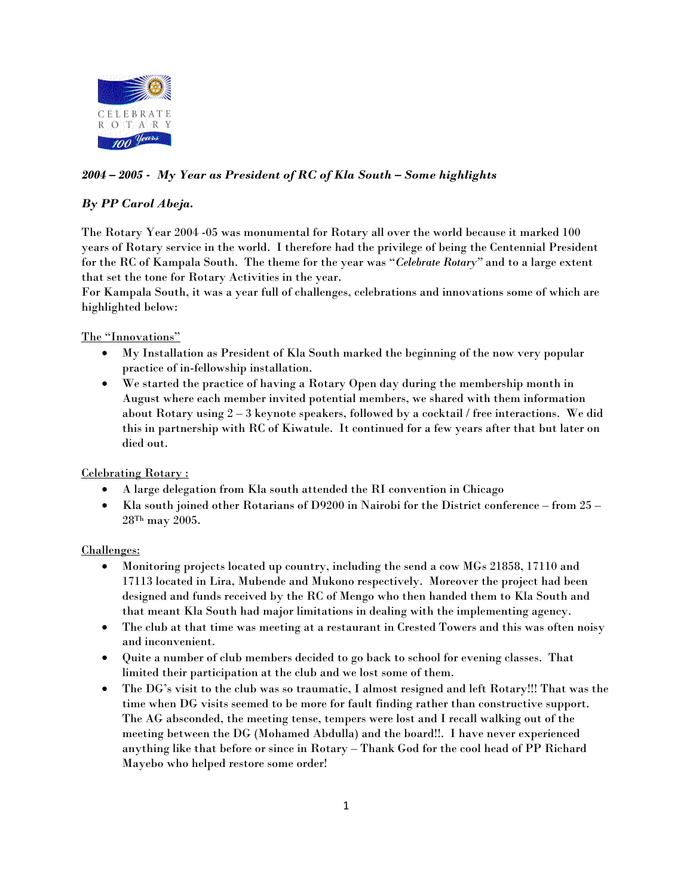## *2004 – 2005 - My Year as President of RC of Kla South – Some highlights*

***By PP Carol Abeja.***

The Rotary Year 2004 -05 was monumental for Rotary all over the world because it marked 100 years of Rotary service in the world. I therefore had the privilege of being the Centennial President for the RC of Kampala South. The theme for the year was "*Celebrate Rotary*" and to a large extent that set the tone for Rotary Activities in the year.
For Kampala South, it was a year full of challenges, celebrations and innovations some of which are highlighted below:

<u>The "Innovations"</u>

- My Installation as President of Kla South marked the beginning of the now very popular practice of in-fellowship installation.
- We started the practice of having a Rotary Open day during the membership month in August where each member invited potential members, we shared with them information about Rotary using 2 – 3 keynote speakers, followed by a cocktail / free interactions. We did this in partnership with RC of Kiwatule. It continued for a few years after that but later on died out.

<u>Celebrating Rotary :</u>

- A large delegation from Kla south attended the RI convention in Chicago
- Kla south joined other Rotarians of D9200 in Nairobi for the District conference – from 25 – 28Th may 2005.

<u>Challenges:</u>

- Monitoring projects located up country, including the send a cow MGs 21858, 17110 and 17113 located in Lira, Mubende and Mukono respectively. Moreover the project had been designed and funds received by the RC of Mengo who then handed them to Kla South and that meant Kla South had major limitations in dealing with the implementing agency.
- The club at that time was meeting at a restaurant in Crested Towers and this was often noisy and inconvenient.
- Quite a number of club members decided to go back to school for evening classes. That limited their participation at the club and we lost some of them.
- The DG's visit to the club was so traumatic, I almost resigned and left Rotary!!! That was the time when DG visits seemed to be more for fault finding rather than constructive support. The AG absconded, the meeting tense, tempers were lost and I recall walking out of the meeting between the DG (Mohamed Abdulla) and the board!!. I have never experienced anything like that before or since in Rotary – Thank God for the cool head of PP Richard Mayebo who helped restore some order!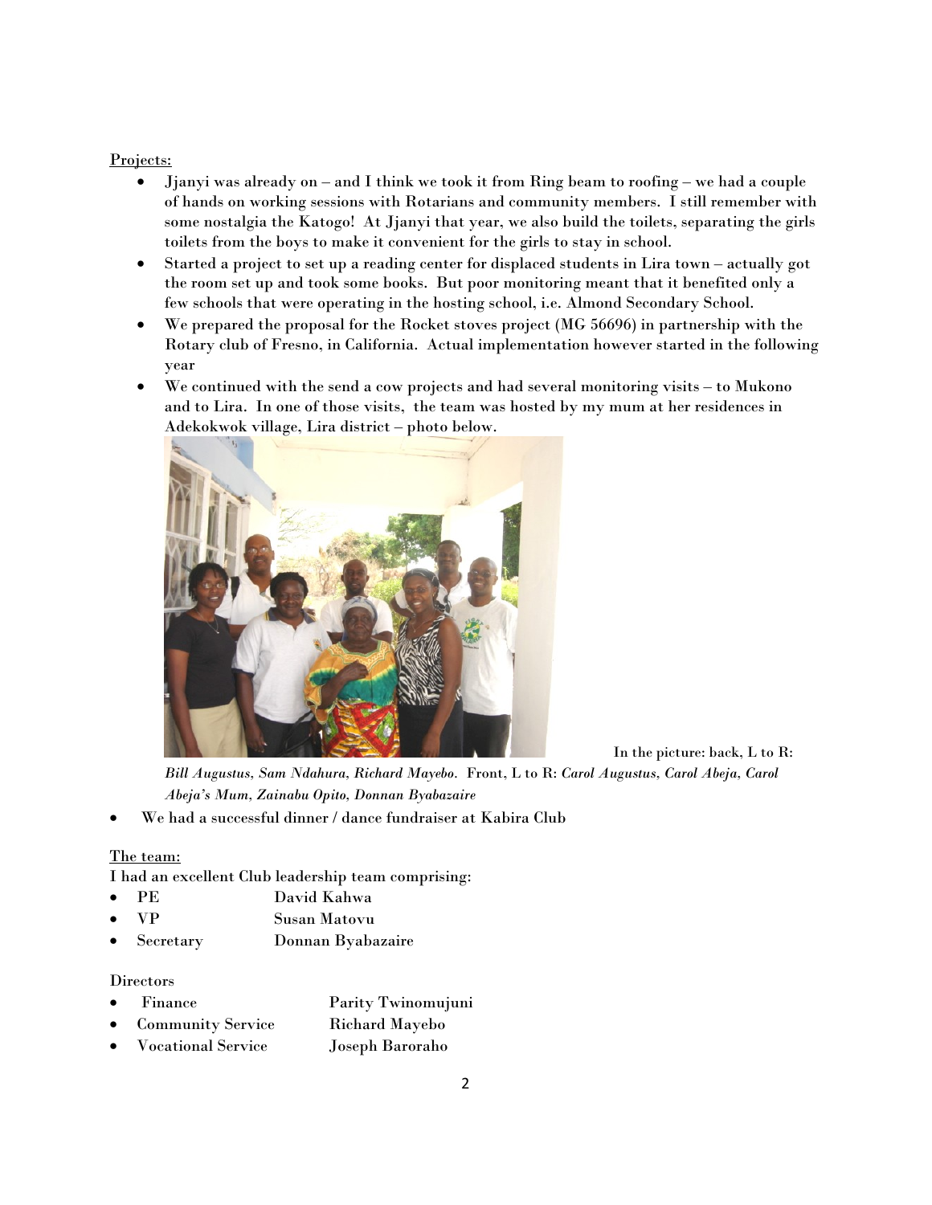Projects:

- Jjanyi was already on – and I think we took it from Ring beam to roofing – we had a couple of hands on working sessions with Rotarians and community members. I still remember with some nostalgia the Katogo! At Jjanyi that year, we also build the toilets, separating the girls toilets from the boys to make it convenient for the girls to stay in school.
- Started a project to set up a reading center for displaced students in Lira town – actually got the room set up and took some books. But poor monitoring meant that it benefited only a few schools that were operating in the hosting school, i.e. Almond Secondary School.
- We prepared the proposal for the Rocket stoves project (MG 56696) in partnership with the Rotary club of Fresno, in California. Actual implementation however started in the following year
- We continued with the send a cow projects and had several monitoring visits – to Mukono and to Lira. In one of those visits, the team was hosted by my mum at her residences in Adekokwok village, Lira district – photo below.

In the picture: back, L to R: *Bill Augustus, Sam Ndahura, Richard Mayebo*. Front, L to R: *Carol Augustus, Carol Abeja, Carol Abeja's Mum, Zainabu Opito, Donnan Byabazaire*

- We had a successful dinner / dance fundraiser at Kabira Club

The team:

I had an excellent Club leadership team comprising:

- PE David Kahwa
- VP Susan Matovu
- Secretary Donnan Byabazaire

Directors

- Finance Parity Twinomujuni
- Community Service Richard Mayebo
- Vocational Service Joseph Baroraho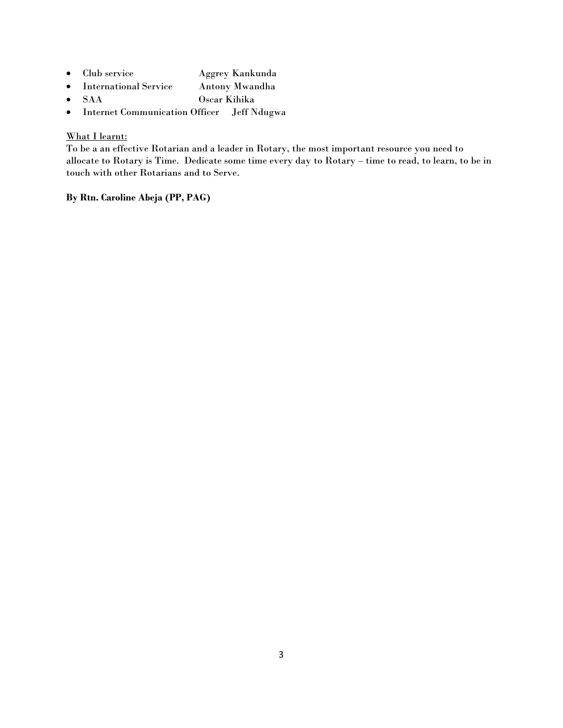- Club service Aggrey Kankunda
- International Service Antony Mwandha
- SAA Oscar Kihika
- Internet Communication Officer Jeff Ndugwa

What I learnt:

To be a an effective Rotarian and a leader in Rotary, the most important resource you need to allocate to Rotary is Time. Dedicate some time every day to Rotary – time to read, to learn, to be in touch with other Rotarians and to Serve.

**By Rtn. Caroline Abeja (PP, PAG)**